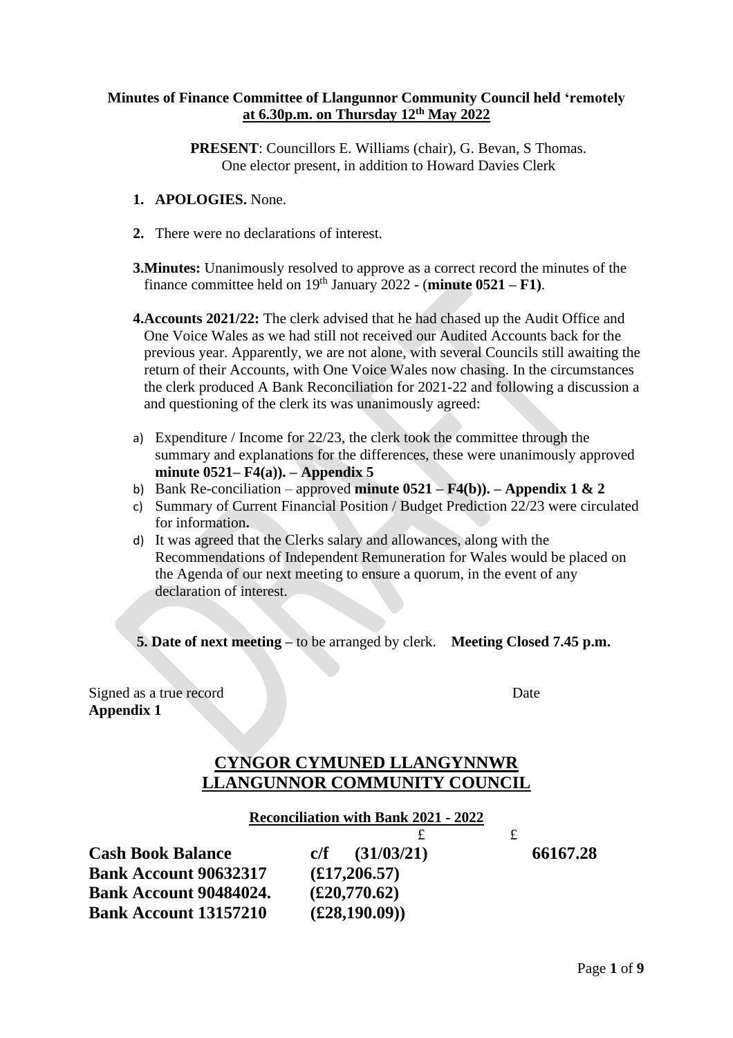**Minutes of Finance Committee of Llangunnor Community Council held 'remotely at 6.30p.m. on Thursday 12th May 2022**

**PRESENT**: Councillors E. Williams (chair), G. Bevan, S Thomas.
One elector present, in addition to Howard Davies Clerk

1. **APOLOGIES.** None.

2. There were no declarations of interest.

**3.Minutes:** Unanimously resolved to approve as a correct record the minutes of the finance committee held on 19th January 2022 - (**minute 0521 – F1)**.

**4.Accounts 2021/22:** The clerk advised that he had chased up the Audit Office and One Voice Wales as we had still not received our Audited Accounts back for the previous year. Apparently, we are not alone, with several Councils still awaiting the return of their Accounts, with One Voice Wales now chasing. In the circumstances the clerk produced A Bank Reconciliation for 2021-22 and following a discussion a and questioning of the clerk its was unanimously agreed:

a) Expenditure / Income for 22/23, the clerk took the committee through the summary and explanations for the differences, these were unanimously approved **minute 0521– F4(a)). – Appendix 5**
b) Bank Re-conciliation – approved **minute 0521 – F4(b)). – Appendix 1 & 2**
c) Summary of Current Financial Position / Budget Prediction 22/23 were circulated for information**.**
d) It was agreed that the Clerks salary and allowances, along with the Recommendations of Independent Remuneration for Wales would be placed on the Agenda of our next meeting to ensure a quorum, in the event of any declaration of interest.

**5. Date of next meeting –** to be arranged by clerk. **Meeting Closed 7.45 p.m.**

Signed as a true record Date

**Appendix 1**

## CYNGOR CYMUNED LLANGYNNWR
## LLANGUNNOR COMMUNITY COUNCIL

**Reconciliation with Bank 2021 - 2022**

| | £ | £ |
|---|---|---|
| **Cash Book Balance** | **c/f (31/03/21)** | **66167.28** |
| **Bank Account 90632317** | **(£17,206.57)** | |
| **Bank Account 90484024.** | **(£20,770.62)** | |
| **Bank Account 13157210** | **(£28,190.09))** | |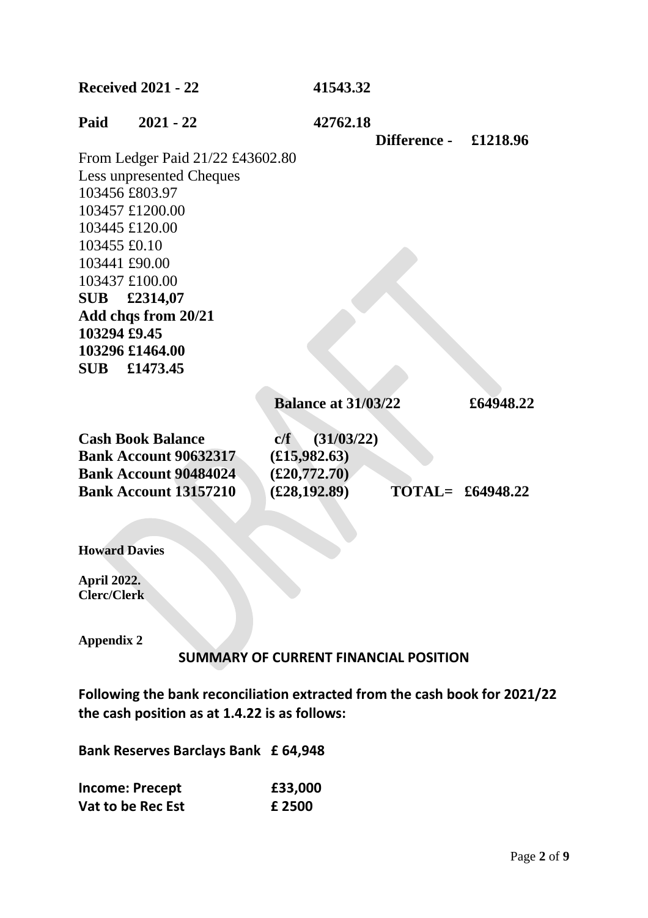**Received 2021 - 22** **41543.32**

**Paid 2021 - 22** **42762.18**

**Difference - £1218.96**

From Ledger Paid 21/22 £43602.80
Less unpresented Cheques
103456 £803.97
103457 £1200.00
103445 £120.00
103455 £0.10
103441 £90.00
103437 £100.00
**SUB £2314,07**
**Add chqs from 20/21**
**103294 £9.45**
**103296 £1464.00**
**SUB £1473.45**

**Balance at 31/03/22** **£64948.22**

| **Cash Book Balance** | **c/f (31/03/22)** | |
|---|---|---|
| **Bank Account 90632317** | **(£15,982.63)** | |
| **Bank Account 90484024** | **(£20,772.70)** | |
| **Bank Account 13157210** | **(£28,192.89)** | **TOTAL= £64948.22** |

**Howard Davies**

**April 2022.**
**Clerc/Clerk**

**Appendix 2**

**SUMMARY OF CURRENT FINANCIAL POSITION**

**Following the bank reconciliation extracted from the cash book for 2021/22 the cash position as at 1.4.22 is as follows:**

**Bank Reserves Barclays Bank £ 64,948**

| | |
|---|---|
| **Income: Precept** | **£33,000** |
| **Vat to be Rec Est** | **£ 2500** |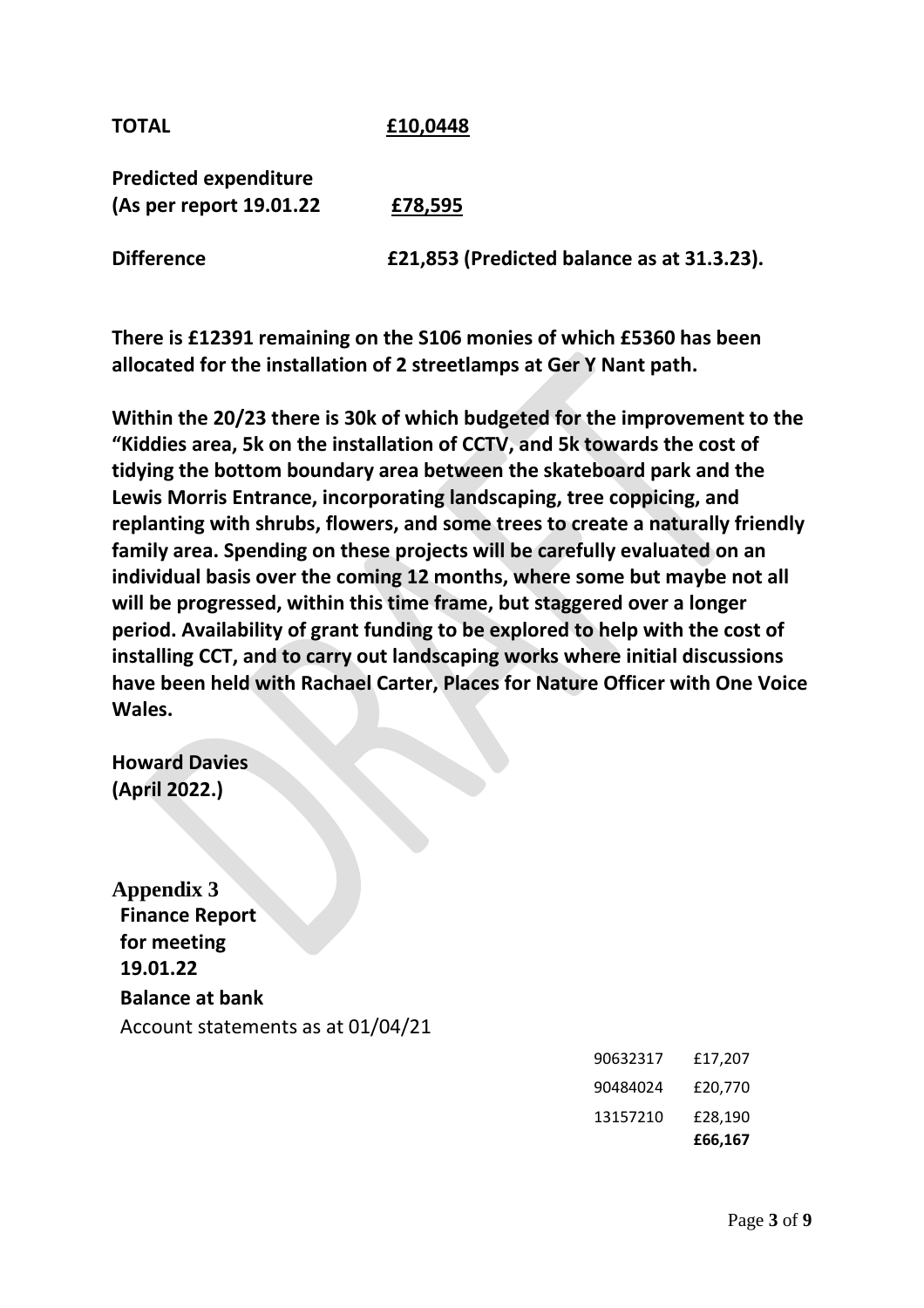| | |
|---|---|
| **TOTAL** | **£10,0448** |
| **Predicted expenditure (As per report 19.01.22** | **£78,595** |
| **Difference** | **£21,853 (Predicted balance as at 31.3.23).** |

**There is £12391 remaining on the S106 monies of which £5360 has been allocated for the installation of 2 streetlamps at Ger Y Nant path.**

**Within the 20/23 there is 30k of which budgeted for the improvement to the "Kiddies area, 5k on the installation of CCTV, and 5k towards the cost of tidying the bottom boundary area between the skateboard park and the Lewis Morris Entrance, incorporating landscaping, tree coppicing, and replanting with shrubs, flowers, and some trees to create a naturally friendly family area. Spending on these projects will be carefully evaluated on an individual basis over the coming 12 months, where some but maybe not all will be progressed, within this time frame, but staggered over a longer period. Availability of grant funding to be explored to help with the cost of installing CCT, and to carry out landscaping works where initial discussions have been held with Rachael Carter, Places for Nature Officer with One Voice Wales.**

**Howard Davies**
**(April 2022.)**

**Appendix 3**

**Finance Report for meeting 19.01.22**

**Balance at bank**

Account statements as at 01/04/21

| | |
|---|---|
| 90632317 | £17,207 |
| 90484024 | £20,770 |
| 13157210 | £28,190 |
| | **£66,167** |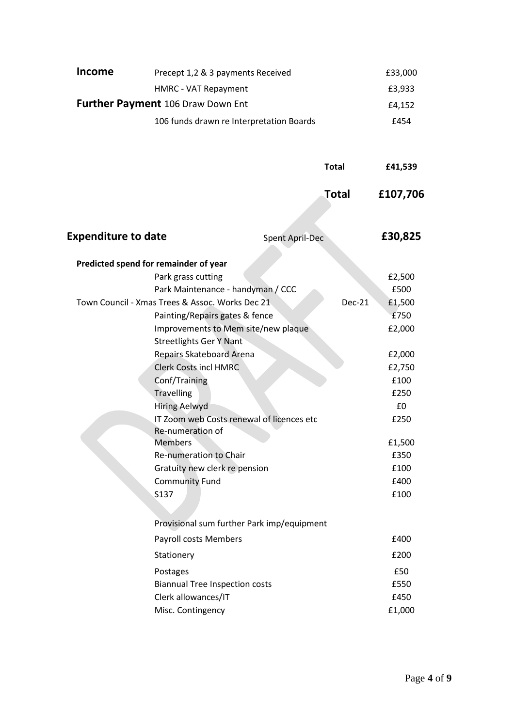| **Income** | Precept 1,2 & 3 payments Received | | £33,000 |
|---|---|---|---|
| | HMRC - VAT Repayment | | £3,933 |
| **Further Payment** | 106 Draw Down Ent | | £4,152 |
| | 106 funds drawn re Interpretation Boards | | £454 |
| | | **Total** | **£41,539** |
| | | **Total** | **£107,706** |

| **Expenditure to date** | Spent April-Dec | | **£30,825** |
|---|---|---|---|
| **Predicted spend for remainder of year** | | | |
| | Park grass cutting | | £2,500 |
| | Park Maintenance - handyman / CCC | | £500 |
| Town Council - Xmas Trees & Assoc. Works Dec 21 | | Dec-21 | £1,500 |
| | Painting/Repairs gates & fence | | £750 |
| | Improvements to Mem site/new plaque | | £2,000 |
| | Streetlights Ger Y Nant | | |
| | Repairs Skateboard Arena | | £2,000 |
| | Clerk Costs incl HMRC | | £2,750 |
| | Conf/Training | | £100 |
| | Travelling | | £250 |
| | Hiring Aelwyd | | £0 |
| | IT Zoom web Costs renewal of licences etc | | £250 |
| | Re-numeration of Members | | £1,500 |
| | Re-numeration to Chair | | £350 |
| | Gratuity new clerk re pension | | £100 |
| | Community Fund | | £400 |
| | S137 | | £100 |
| | Provisional sum further Park imp/equipment | | |
| | Payroll costs Members | | £400 |
| | Stationery | | £200 |
| | Postages | | £50 |
| | Biannual Tree Inspection costs | | £550 |
| | Clerk allowances/IT | | £450 |
| | Misc. Contingency | | £1,000 |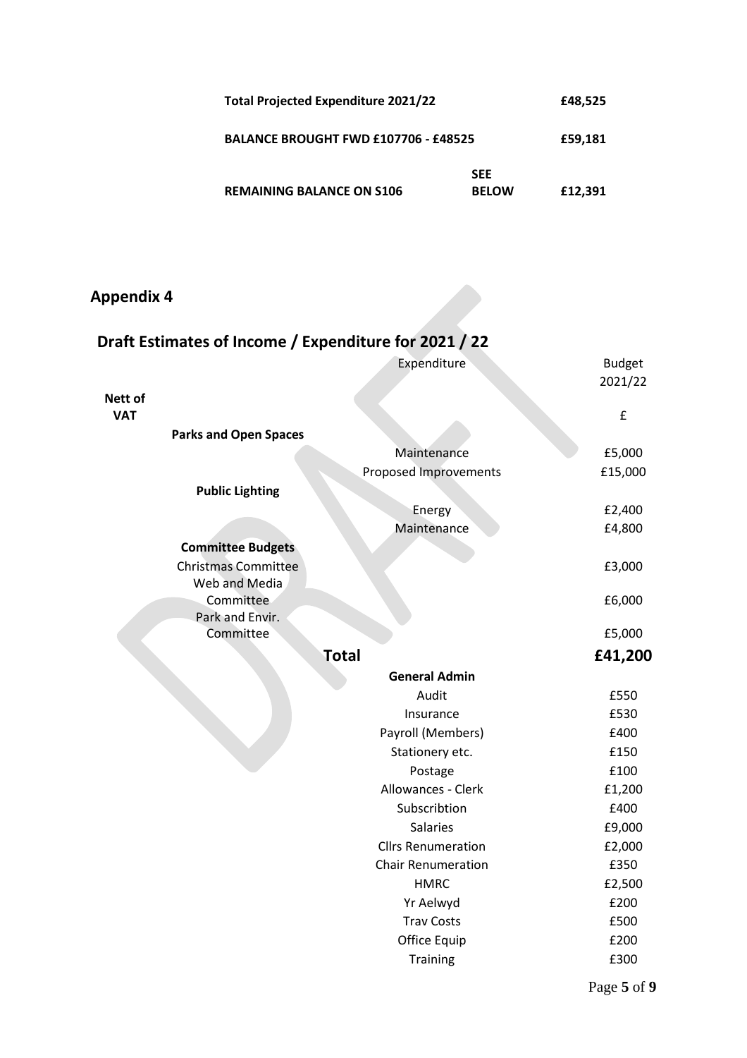| | | |
|---|---|---|
| **Total Projected Expenditure 2021/22** | | **£48,525** |
| **BALANCE BROUGHT FWD £107706 - £48525** | | **£59,181** |
| **REMAINING BALANCE ON S106** | **SEE BELOW** | **£12,391** |

## Appendix 4

## Draft Estimates of Income / Expenditure for 2021 / 22

| | | Expenditure | Budget 2021/22 |
|---|---|---|---|
| **Nett of VAT** | | | £ |
| | **Parks and Open Spaces** | | |
| | | Maintenance | £5,000 |
| | | Proposed Improvements | £15,000 |
| | **Public Lighting** | | |
| | | Energy | £2,400 |
| | | Maintenance | £4,800 |
| | **Committee Budgets** | | |
| | Christmas Committee | | £3,000 |
| | Web and Media Committee | | £6,000 |
| | Park and Envir. Committee | | £5,000 |
| | **Total** | | **£41,200** |
| | | **General Admin** | |
| | | Audit | £550 |
| | | Insurance | £530 |
| | | Payroll (Members) | £400 |
| | | Stationery etc. | £150 |
| | | Postage | £100 |
| | | Allowances - Clerk | £1,200 |
| | | Subscribtion | £400 |
| | | Salaries | £9,000 |
| | | Cllrs Renumeration | £2,000 |
| | | Chair Renumeration | £350 |
| | | HMRC | £2,500 |
| | | Yr Aelwyd | £200 |
| | | Trav Costs | £500 |
| | | Office Equip | £200 |
| | | Training | £300 |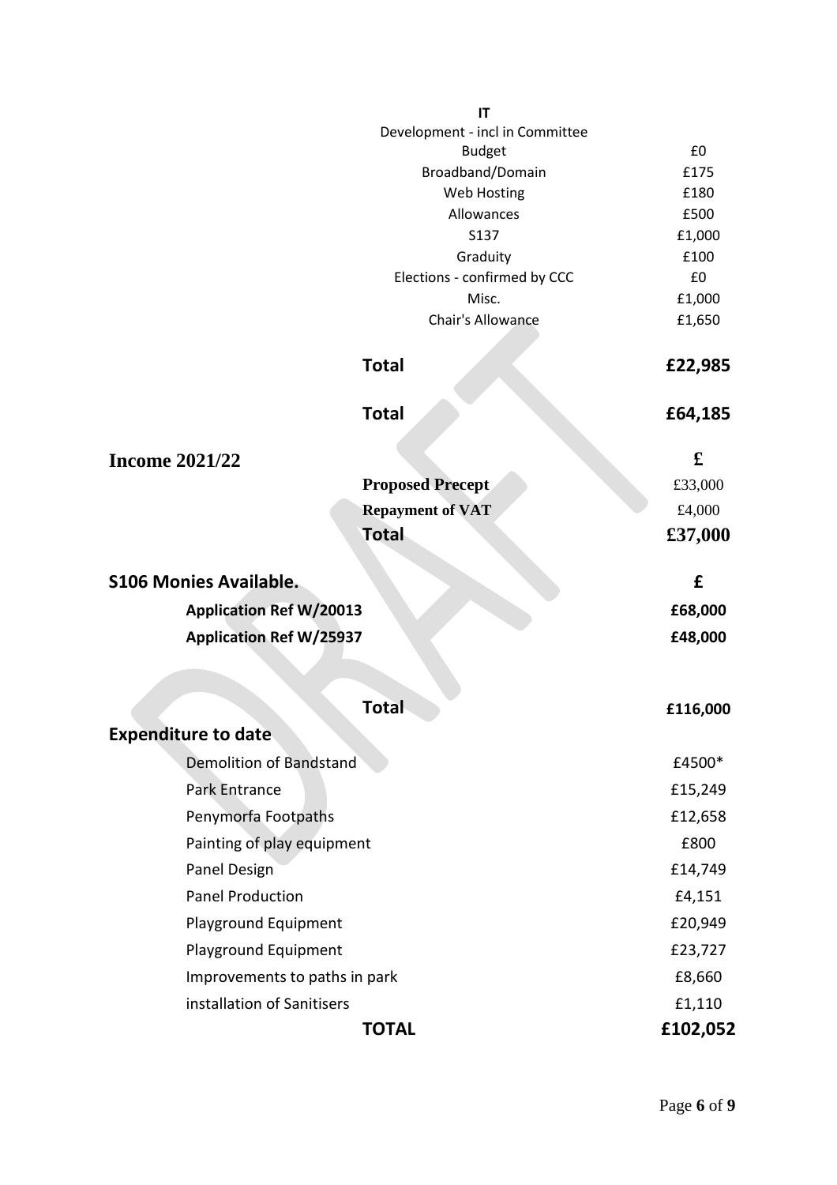| | |
|---|---|
| **IT** | |
| Development - incl in Committee Budget | £0 |
| Broadband/Domain | £175 |
| Web Hosting | £180 |
| Allowances | £500 |
| S137 | £1,000 |
| Graduity | £100 |
| Elections - confirmed by CCC | £0 |
| Misc. | £1,000 |
| Chair's Allowance | £1,650 |
| **Total** | **£22,985** |
| **Total** | **£64,185** |

## Income 2021/22

| | **£** |
|---|---|
| **Proposed Precept** | £33,000 |
| **Repayment of VAT** | £4,000 |
| **Total** | **£37,000** |

## S106 Monies Available.

| | **£** |
|---|---|
| **Application Ref W/20013** | **£68,000** |
| **Application Ref W/25937** | **£48,000** |
| **Total** | **£116,000** |

## Expenditure to date

| | |
|---|---|
| Demolition of Bandstand | £4500* |
| Park Entrance | £15,249 |
| Penymorfa Footpaths | £12,658 |
| Painting of play equipment | £800 |
| Panel Design | £14,749 |
| Panel Production | £4,151 |
| Playground Equipment | £20,949 |
| Playground Equipment | £23,727 |
| Improvements to paths in park | £8,660 |
| installation of Sanitisers | £1,110 |
| **TOTAL** | **£102,052** |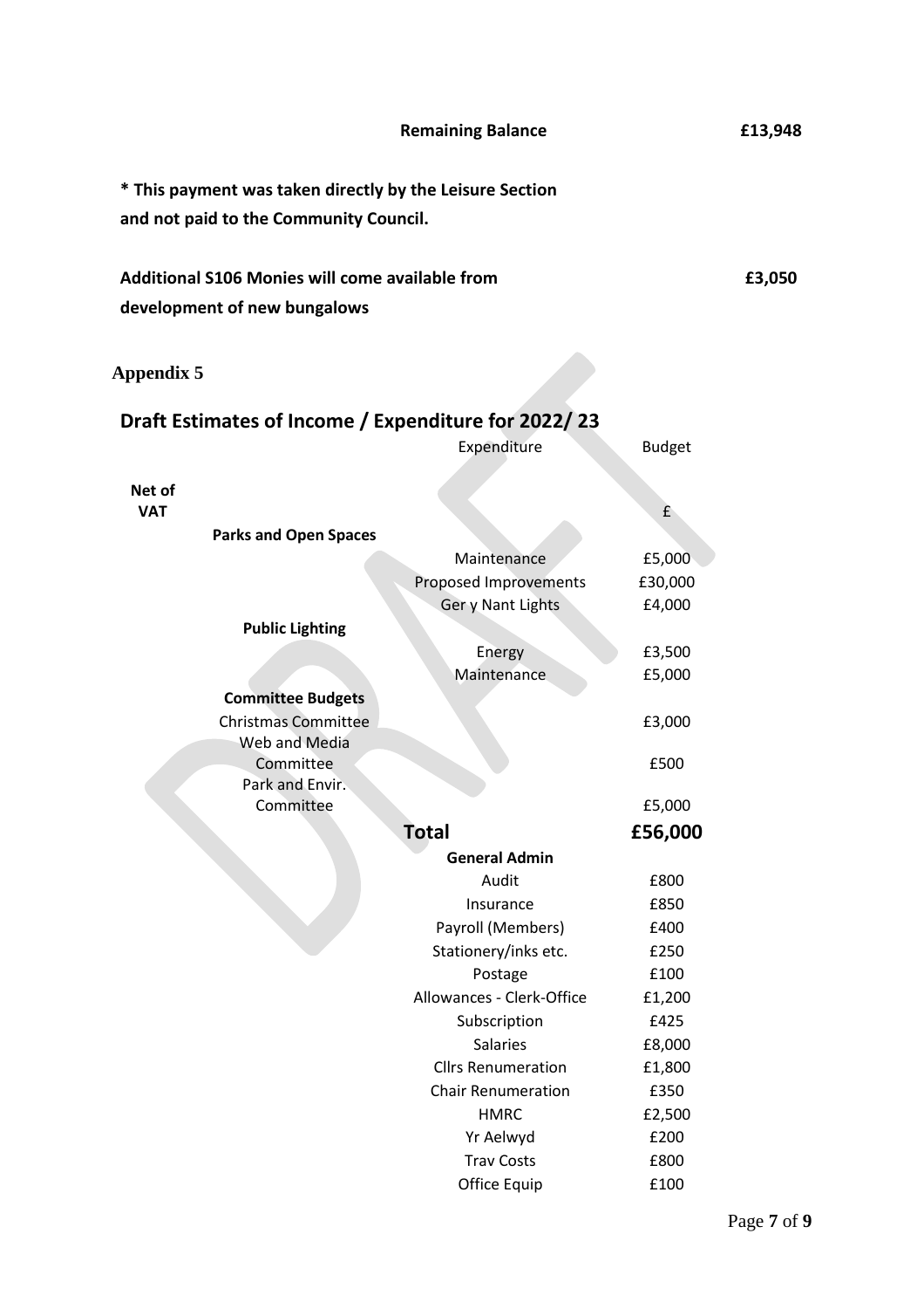| | |
|---|---|
| **Remaining Balance** | **£13,948** |

**\* This payment was taken directly by the Leisure Section and not paid to the Community Council.**

| | |
|---|---|
| **Additional S106 Monies will come available from development of new bungalows** | **£3,050** |

**Appendix 5**

## Draft Estimates of Income / Expenditure for 2022/ 23

| | | Expenditure | Budget |
|---|---|---|---|
| **Net of VAT** | | | £ |
| | **Parks and Open Spaces** | | |
| | | Maintenance | £5,000 |
| | | Proposed Improvements | £30,000 |
| | | Ger y Nant Lights | £4,000 |
| | **Public Lighting** | | |
| | | Energy | £3,500 |
| | | Maintenance | £5,000 |
| | **Committee Budgets** | | |
| | Christmas Committee | | £3,000 |
| | Web and Media Committee | | £500 |
| | Park and Envir. Committee | | £5,000 |
| | | **Total** | **£56,000** |
| | | **General Admin** | |
| | | Audit | £800 |
| | | Insurance | £850 |
| | | Payroll (Members) | £400 |
| | | Stationery/inks etc. | £250 |
| | | Postage | £100 |
| | | Allowances - Clerk-Office | £1,200 |
| | | Subscription | £425 |
| | | Salaries | £8,000 |
| | | Cllrs Renumeration | £1,800 |
| | | Chair Renumeration | £350 |
| | | HMRC | £2,500 |
| | | Yr Aelwyd | £200 |
| | | Trav Costs | £800 |
| | | Office Equip | £100 |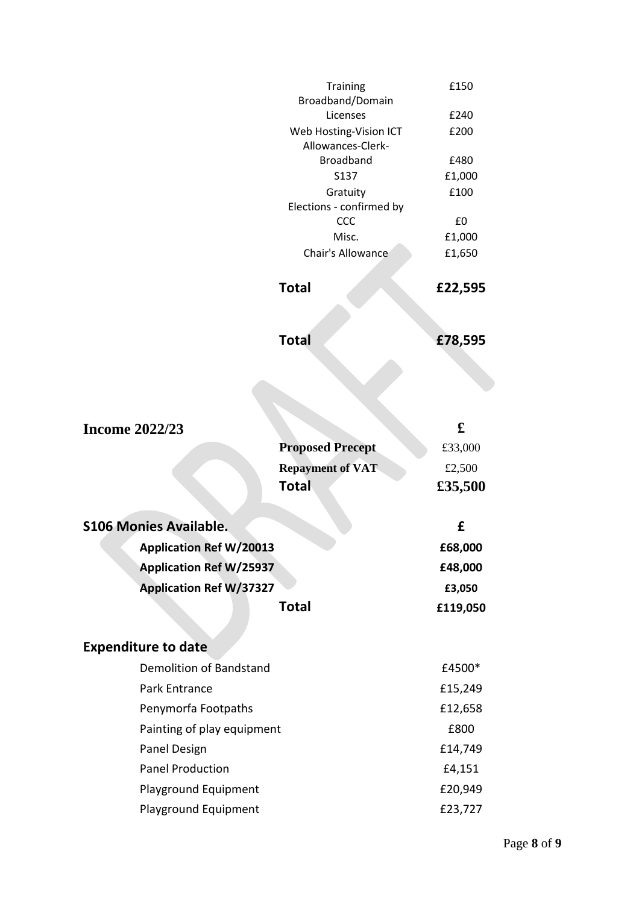| | |
|---|---|
| Training | £150 |
| Broadband/Domain Licenses | £240 |
| Web Hosting-Vision ICT | £200 |
| Allowances-Clerk-Broadband | £480 |
| S137 | £1,000 |
| Gratuity | £100 |
| Elections - confirmed by CCC | £0 |
| Misc. | £1,000 |
| Chair's Allowance | £1,650 |
| **Total** | **£22,595** |
| **Total** | **£78,595** |

DRAFT

## Income 2022/23

| | £ |
|---|---|
| **Proposed Precept** | £33,000 |
| **Repayment of VAT** | £2,500 |
| **Total** | **£35,500** |

## S106 Monies Available.

| | £ |
|---|---|
| **Application Ref W/20013** | **£68,000** |
| **Application Ref W/25937** | **£48,000** |
| **Application Ref W/37327** | **£3,050** |
| **Total** | **£119,050** |

## Expenditure to date

| | |
|---|---|
| Demolition of Bandstand | £4500* |
| Park Entrance | £15,249 |
| Penymorfa Footpaths | £12,658 |
| Painting of play equipment | £800 |
| Panel Design | £14,749 |
| Panel Production | £4,151 |
| Playground Equipment | £20,949 |
| Playground Equipment | £23,727 |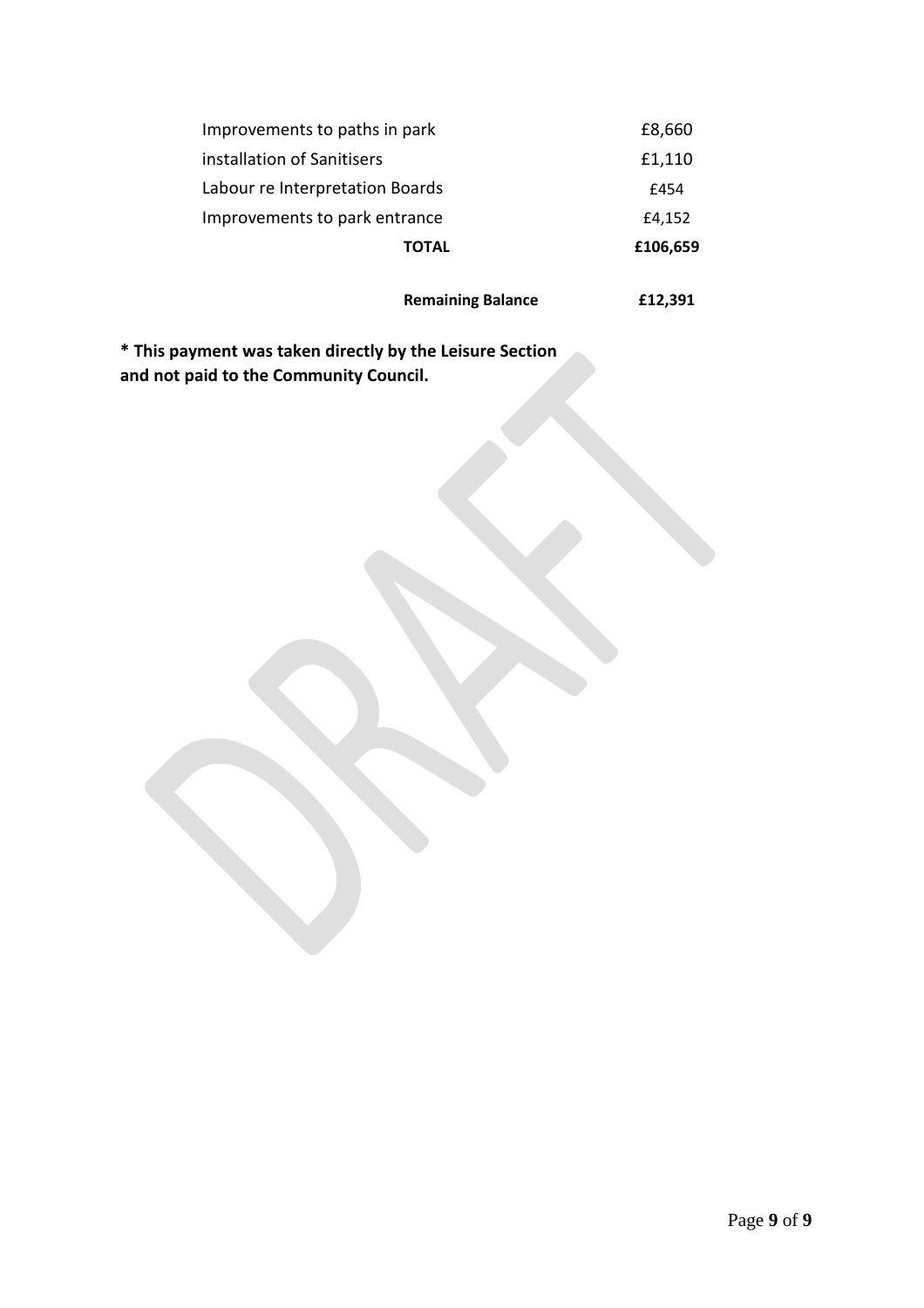| | |
|---|---|
| Improvements to paths in park | £8,660 |
| installation of Sanitisers | £1,110 |
| Labour re Interpretation Boards | £454 |
| Improvements to park entrance | £4,152 |
| **TOTAL** | **£106,659** |
| **Remaining Balance** | **£12,391** |

**\* This payment was taken directly by the Leisure Section and not paid to the Community Council.**